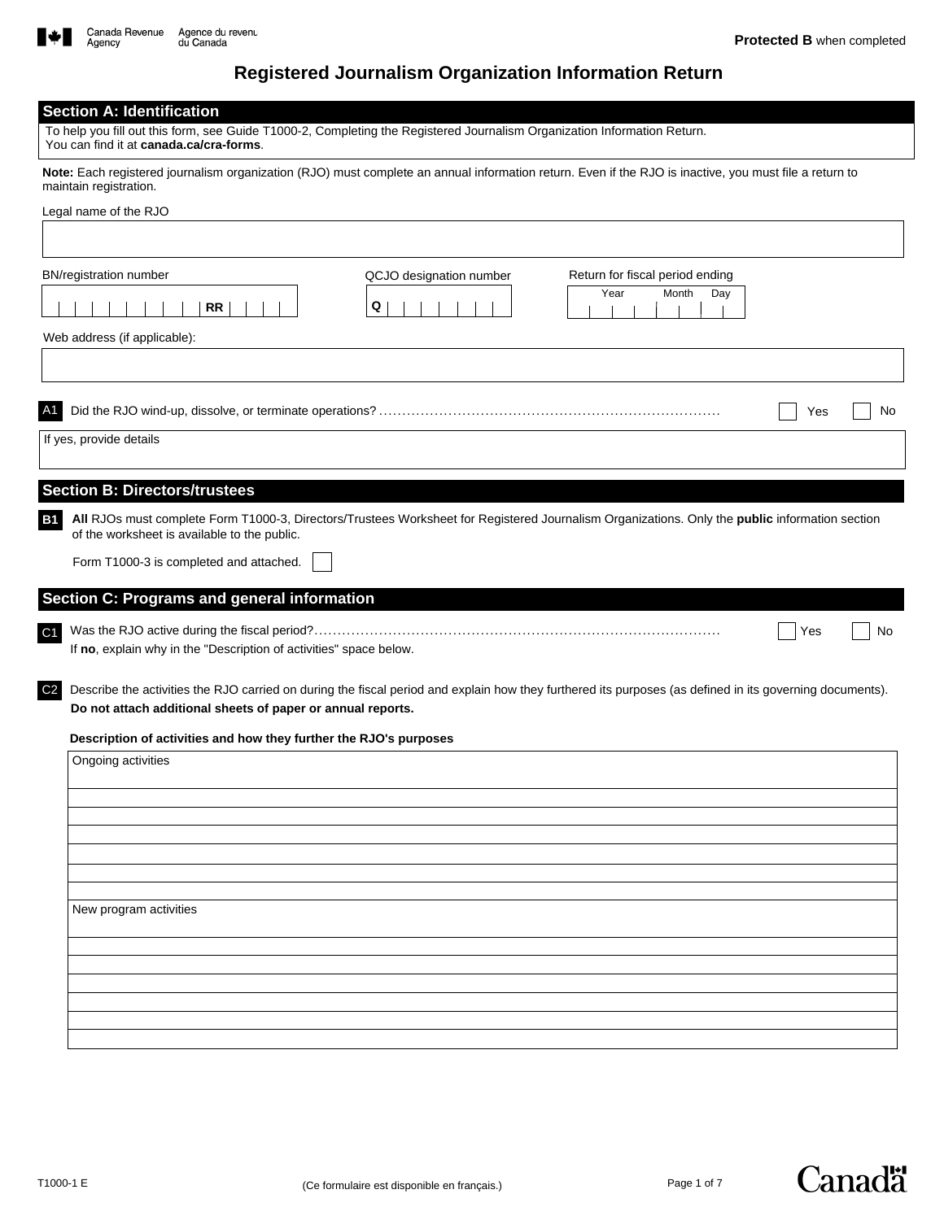Canada Revenue Agency / Agence du revenu du Canada

**Protected B** when completed

# Registered Journalism Organization Information Return

## Section A: Identification

To help you fill out this form, see Guide T1000-2, Completing the Registered Journalism Organization Information Return.
You can find it at **canada.ca/cra-forms**.

**Note:** Each registered journalism organization (RJO) must complete an annual information return. Even if the RJO is inactive, you must file a return to maintain registration.

Legal name of the RJO

BN/registration number: ___ **RR** ___

QCJO designation number: **Q** ___

Return for fiscal period ending: Year / Month / Day

Web address (if applicable):

**A1** Did the RJO wind-up, dissolve, or terminate operations? ☐ Yes ☐ No

If yes, provide details

## Section B: Directors/trustees

**B1** **All** RJOs must complete Form T1000-3, Directors/Trustees Worksheet for Registered Journalism Organizations. Only the **public** information section of the worksheet is available to the public.

Form T1000-3 is completed and attached. ☐

## Section C: Programs and general information

**C1** Was the RJO active during the fiscal period? ☐ Yes ☐ No

If **no**, explain why in the "Description of activities" space below.

**C2** Describe the activities the RJO carried on during the fiscal period and explain how they furthered its purposes (as defined in its governing documents). **Do not attach additional sheets of paper or annual reports.**

**Description of activities and how they further the RJO's purposes**

Ongoing activities

New program activities

T1000-1 E

(Ce formulaire est disponible en français.)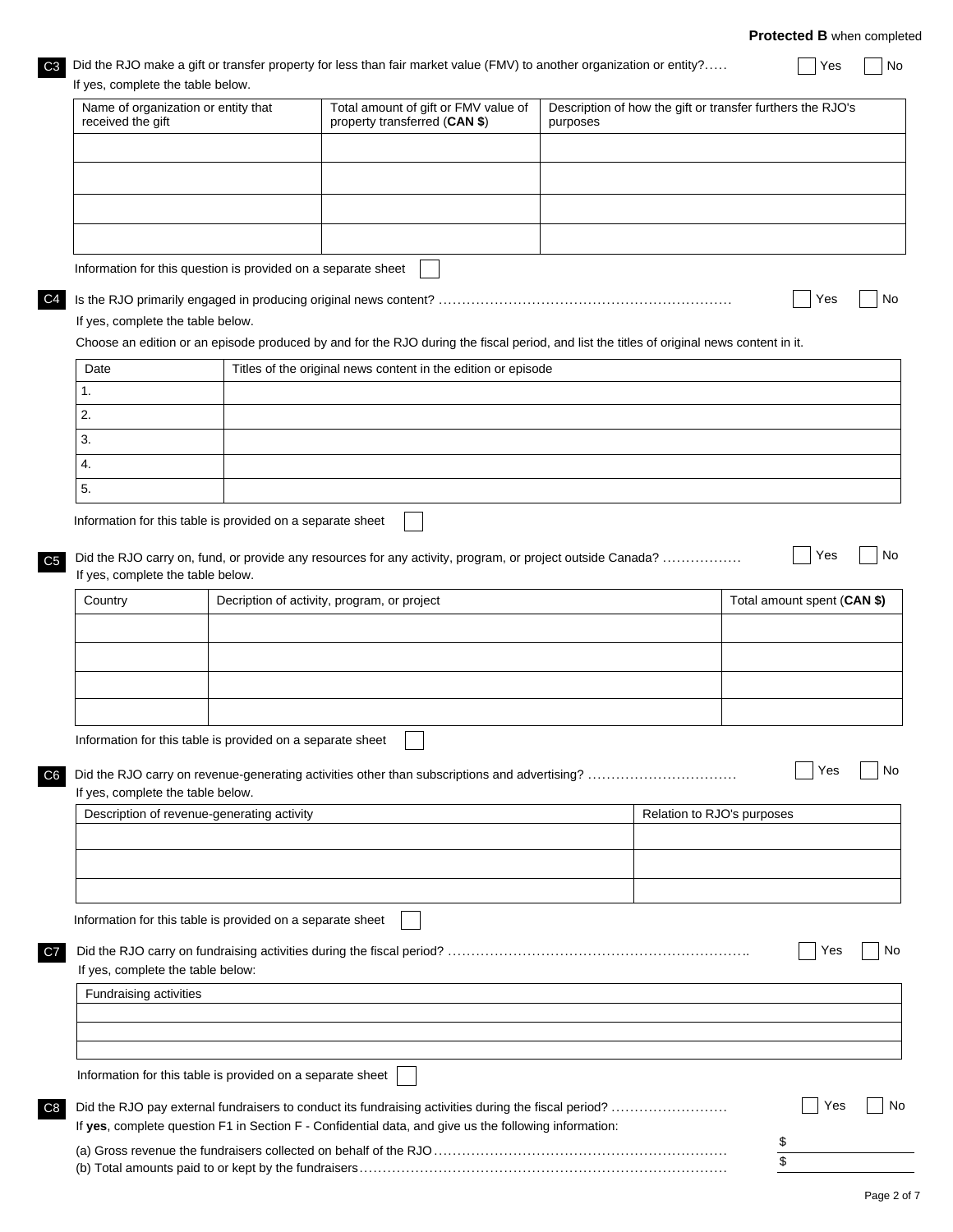**Protected B** when completed

**C3** Did the RJO make a gift or transfer property for less than fair market value (FMV) to another organization or entity?..... ☐ Yes ☐ No

If yes, complete the table below.

| Name of organization or entity that received the gift | Total amount of gift or FMV value of property transferred (**CAN $**) | Description of how the gift or transfer furthers the RJO's purposes |
|---|---|---|
| | | |
| | | |
| | | |
| | | |

Information for this question is provided on a separate sheet ☐

**C4** Is the RJO primarily engaged in producing original news content? ........................................................... ☐ Yes ☐ No

If yes, complete the table below.

Choose an edition or an episode produced by and for the RJO during the fiscal period, and list the titles of original news content in it.

| Date | Titles of the original news content in the edition or episode |
|---|---|
| 1. | |
| 2. | |
| 3. | |
| 4. | |
| 5. | |

Information for this table is provided on a separate sheet ☐

**C5** Did the RJO carry on, fund, or provide any resources for any activity, program, or project outside Canada? ................ ☐ Yes ☐ No

If yes, complete the table below.

| Country | Decription of activity, program, or project | Total amount spent (**CAN $**) |
|---|---|---|
| | | |
| | | |
| | | |
| | | |

Information for this table is provided on a separate sheet ☐

**C6** Did the RJO carry on revenue-generating activities other than subscriptions and advertising? ............................... ☐ Yes ☐ No

If yes, complete the table below.

| Description of revenue-generating activity | Relation to RJO's purposes |
|---|---|
| | |
| | |
| | |

Information for this table is provided on a separate sheet ☐

**C7** Did the RJO carry on fundraising activities during the fiscal period? ............................................................... ☐ Yes ☐ No

If yes, complete the table below:

| Fundraising activities |
|---|
| |
| |
| |

Information for this table is provided on a separate sheet ☐

**C8** Did the RJO pay external fundraisers to conduct its fundraising activities during the fiscal period? ........................ ☐ Yes ☐ No

If **yes**, complete question F1 in Section F - Confidential data, and give us the following information:

(a) Gross revenue the fundraisers collected on behalf of the RJO ............................................................ $

(b) Total amounts paid to or kept by the fundraisers ........................................................................... $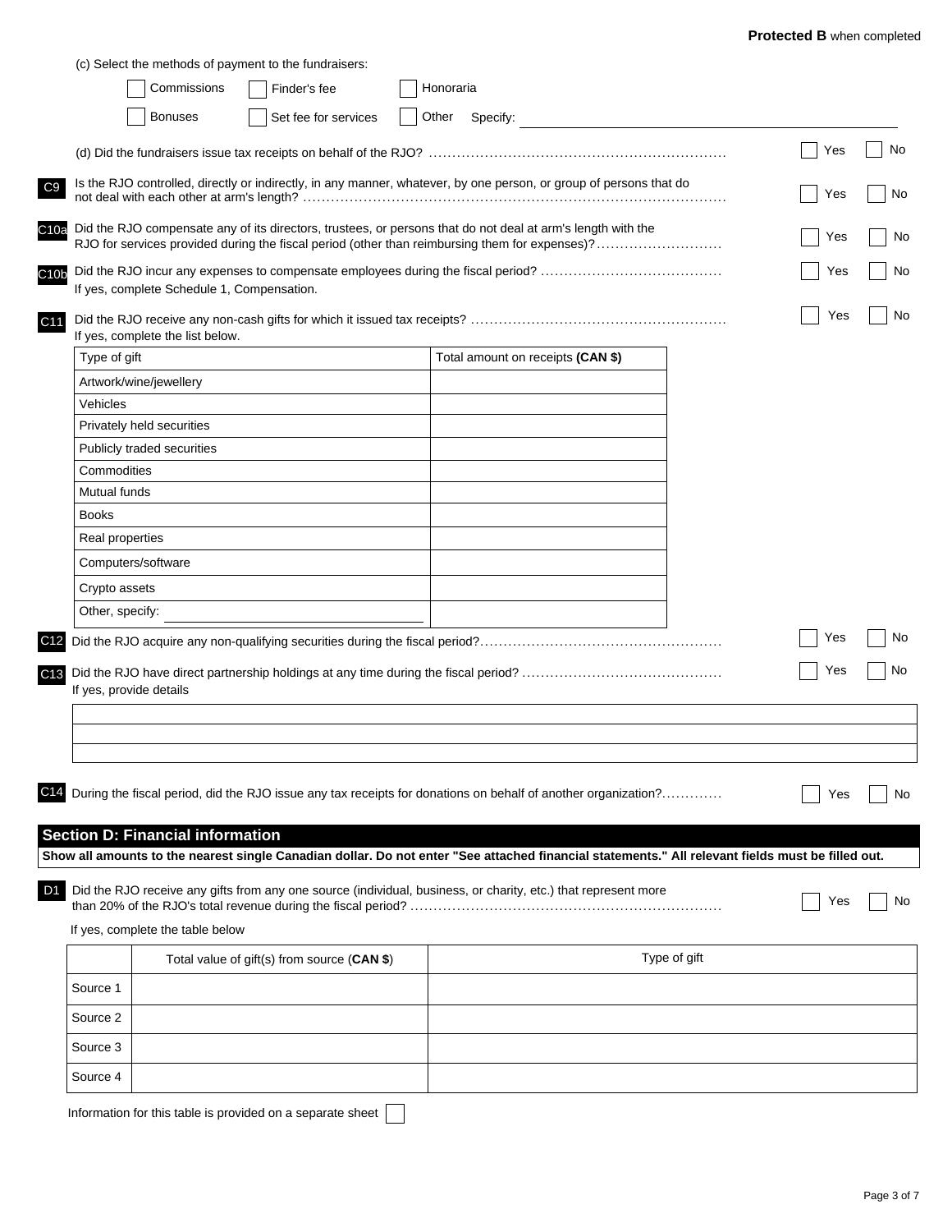**Protected B** when completed

(c) Select the methods of payment to the fundraisers:

- ☐ Commissions
- ☐ Finder's fee
- ☐ Honoraria
- ☐ Bonuses
- ☐ Set fee for services
- ☐ Other Specify: ____________________

(d) Did the fundraisers issue tax receipts on behalf of the RJO? ☐ Yes ☐ No

**C9** Is the RJO controlled, directly or indirectly, in any manner, whatever, by one person, or group of persons that do not deal with each other at arm's length? ☐ Yes ☐ No

**C10a** Did the RJO compensate any of its directors, trustees, or persons that do not deal at arm's length with the RJO for services provided during the fiscal period (other than reimbursing them for expenses)? ☐ Yes ☐ No

**C10b** Did the RJO incur any expenses to compensate employees during the fiscal period? ☐ Yes ☐ No
If yes, complete Schedule 1, Compensation.

**C11** Did the RJO receive any non-cash gifts for which it issued tax receipts? ☐ Yes ☐ No
If yes, complete the list below.

| Type of gift | Total amount on receipts **(CAN $)** |
|---|---|
| Artwork/wine/jewellery | |
| Vehicles | |
| Privately held securities | |
| Publicly traded securities | |
| Commodities | |
| Mutual funds | |
| Books | |
| Real properties | |
| Computers/software | |
| Crypto assets | |
| Other, specify: | |

**C12** Did the RJO acquire any non-qualifying securities during the fiscal period? ☐ Yes ☐ No

**C13** Did the RJO have direct partnership holdings at any time during the fiscal period? ☐ Yes ☐ No
If yes, provide details

____________________

**C14** During the fiscal period, did the RJO issue any tax receipts for donations on behalf of another organization? ☐ Yes ☐ No

## Section D: Financial information

**Show all amounts to the nearest single Canadian dollar. Do not enter "See attached financial statements." All relevant fields must be filled out.**

**D1** Did the RJO receive any gifts from any one source (individual, business, or charity, etc.) that represent more than 20% of the RJO's total revenue during the fiscal period? ☐ Yes ☐ No

If yes, complete the table below

| | Total value of gift(s) from source (**CAN $**) | Type of gift |
|---|---|---|
| Source 1 | | |
| Source 2 | | |
| Source 3 | | |
| Source 4 | | |

Information for this table is provided on a separate sheet ☐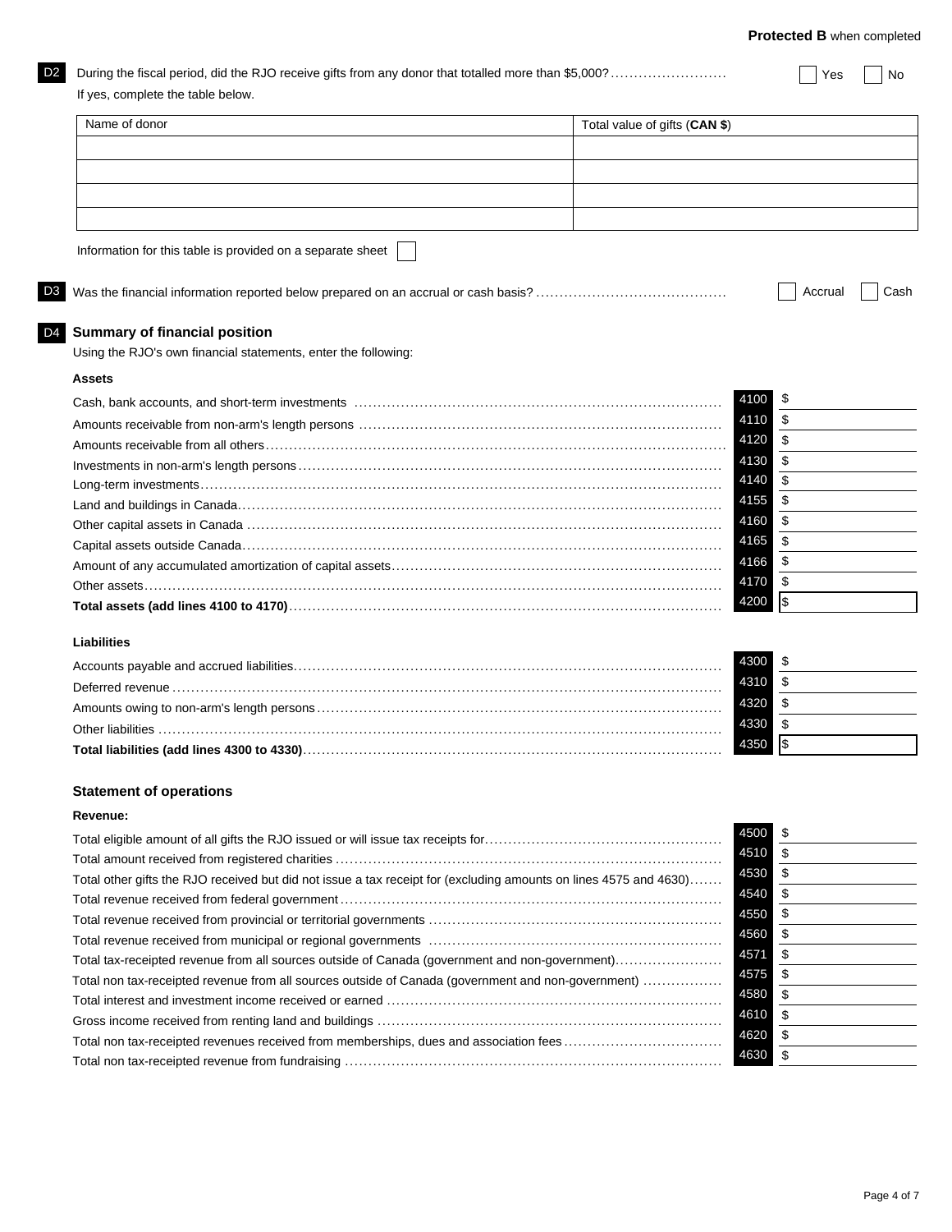**Protected B** when completed

**D2** During the fiscal period, did the RJO receive gifts from any donor that totalled more than $5,000? ☐ Yes ☐ No

If yes, complete the table below.

| Name of donor | Total value of gifts (**CAN $**) |
|---|---|
| | |
| | |
| | |
| | |

Information for this table is provided on a separate sheet ☐

**D3** Was the financial information reported below prepared on an accrual or cash basis? ☐ Accrual ☐ Cash

## D4 Summary of financial position

Using the RJO's own financial statements, enter the following:

### Assets

| Item | Line | Amount |
|---|---|---|
| Cash, bank accounts, and short-term investments | 4100 | $ |
| Amounts receivable from non-arm's length persons | 4110 | $ |
| Amounts receivable from all others | 4120 | $ |
| Investments in non-arm's length persons | 4130 | $ |
| Long-term investments | 4140 | $ |
| Land and buildings in Canada | 4155 | $ |
| Other capital assets in Canada | 4160 | $ |
| Capital assets outside Canada | 4165 | $ |
| Amount of any accumulated amortization of capital assets | 4166 | $ |
| Other assets | 4170 | $ |
| **Total assets (add lines 4100 to 4170)** | 4200 | $ |

### Liabilities

| Item | Line | Amount |
|---|---|---|
| Accounts payable and accrued liabilities | 4300 | $ |
| Deferred revenue | 4310 | $ |
| Amounts owing to non-arm's length persons | 4320 | $ |
| Other liabilities | 4330 | $ |
| **Total liabilities (add lines 4300 to 4330)** | 4350 | $ |

### Statement of operations

**Revenue:**

| Item | Line | Amount |
|---|---|---|
| Total eligible amount of all gifts the RJO issued or will issue tax receipts for | 4500 | $ |
| Total amount received from registered charities | 4510 | $ |
| Total other gifts the RJO received but did not issue a tax receipt for (excluding amounts on lines 4575 and 4630) | 4530 | $ |
| Total revenue received from federal government | 4540 | $ |
| Total revenue received from provincial or territorial governments | 4550 | $ |
| Total revenue received from municipal or regional governments | 4560 | $ |
| Total tax-receipted revenue from all sources outside of Canada (government and non-government) | 4571 | $ |
| Total non tax-receipted revenue from all sources outside of Canada (government and non-government) | 4575 | $ |
| Total interest and investment income received or earned | 4580 | $ |
| Gross income received from renting land and buildings | 4610 | $ |
| Total non tax-receipted revenues received from memberships, dues and association fees | 4620 | $ |
| Total non tax-receipted revenue from fundraising | 4630 | $ |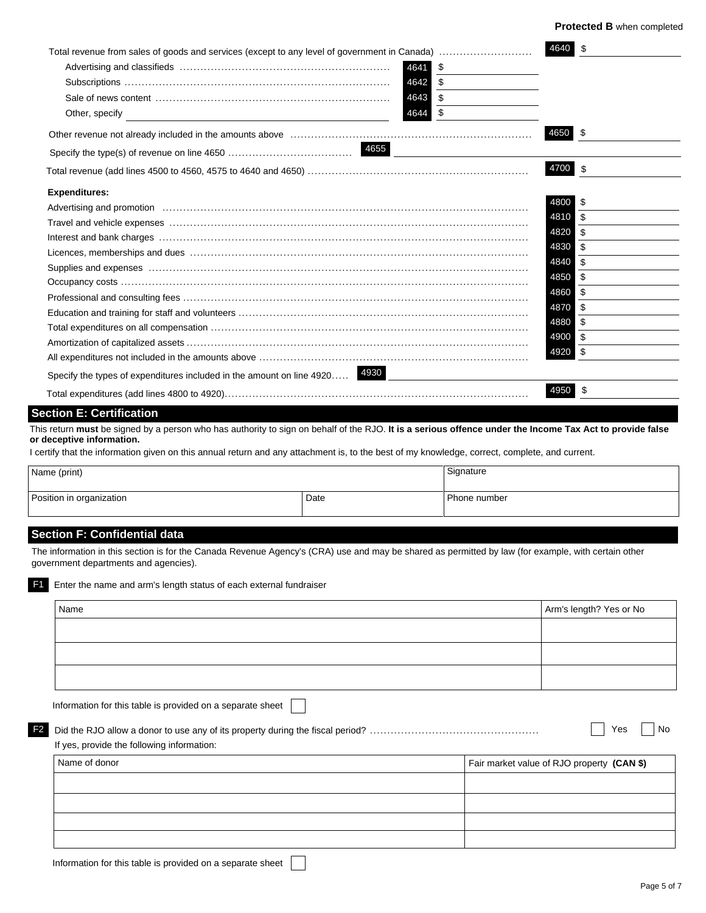**Protected B** when completed

Total revenue from sales of goods and services (except to any level of government in Canada) .......... 4640 $ ________

- Advertising and classifieds .......... 4641 $ ________
- Subscriptions .......... 4642 $ ________
- Sale of news content .......... 4643 $ ________
- Other, specify ________ 4644 $ ________

Other revenue not already included in the amounts above .......... 4650 $ ________

Specify the type(s) of revenue on line 4650 .......... 4655 ________

Total revenue (add lines 4500 to 4560, 4575 to 4640 and 4650) .......... 4700 $ ________

**Expenditures:**

| | Line | Amount |
|---|---|---|
| Advertising and promotion | 4800 | $ |
| Travel and vehicle expenses | 4810 | $ |
| Interest and bank charges | 4820 | $ |
| Licences, memberships and dues | 4830 | $ |
| Supplies and expenses | 4840 | $ |
| Occupancy costs | 4850 | $ |
| Professional and consulting fees | 4860 | $ |
| Education and training for staff and volunteers | 4870 | $ |
| Total expenditures on all compensation | 4880 | $ |
| Amortization of capitalized assets | 4900 | $ |
| All expenditures not included in the amounts above | 4920 | $ |

Specify the types of expenditures included in the amount on line 4920 .......... 4930 ________

Total expenditures (add lines 4800 to 4920) .......... 4950 $ ________

## Section E: Certification

This return **must** be signed by a person who has authority to sign on behalf of the RJO. **It is a serious offence under the Income Tax Act to provide false or deceptive information.**

I certify that the information given on this annual return and any attachment is, to the best of my knowledge, correct, complete, and current.

| Name (print) | | Signature |
|---|---|---|
| Position in organization | Date | Phone number |

## Section F: Confidential data

The information in this section is for the Canada Revenue Agency's (CRA) use and may be shared as permitted by law (for example, with certain other government departments and agencies).

**F1** Enter the name and arm's length status of each external fundraiser

| Name | Arm's length? Yes or No |
|---|---|
| | |
| | |
| | |

Information for this table is provided on a separate sheet ☐

**F2** Did the RJO allow a donor to use any of its property during the fiscal period? .......... ☐ Yes ☐ No

If yes, provide the following information:

| Name of donor | Fair market value of RJO property **(CAN $)** |
|---|---|
| | |
| | |
| | |
| | |

Information for this table is provided on a separate sheet ☐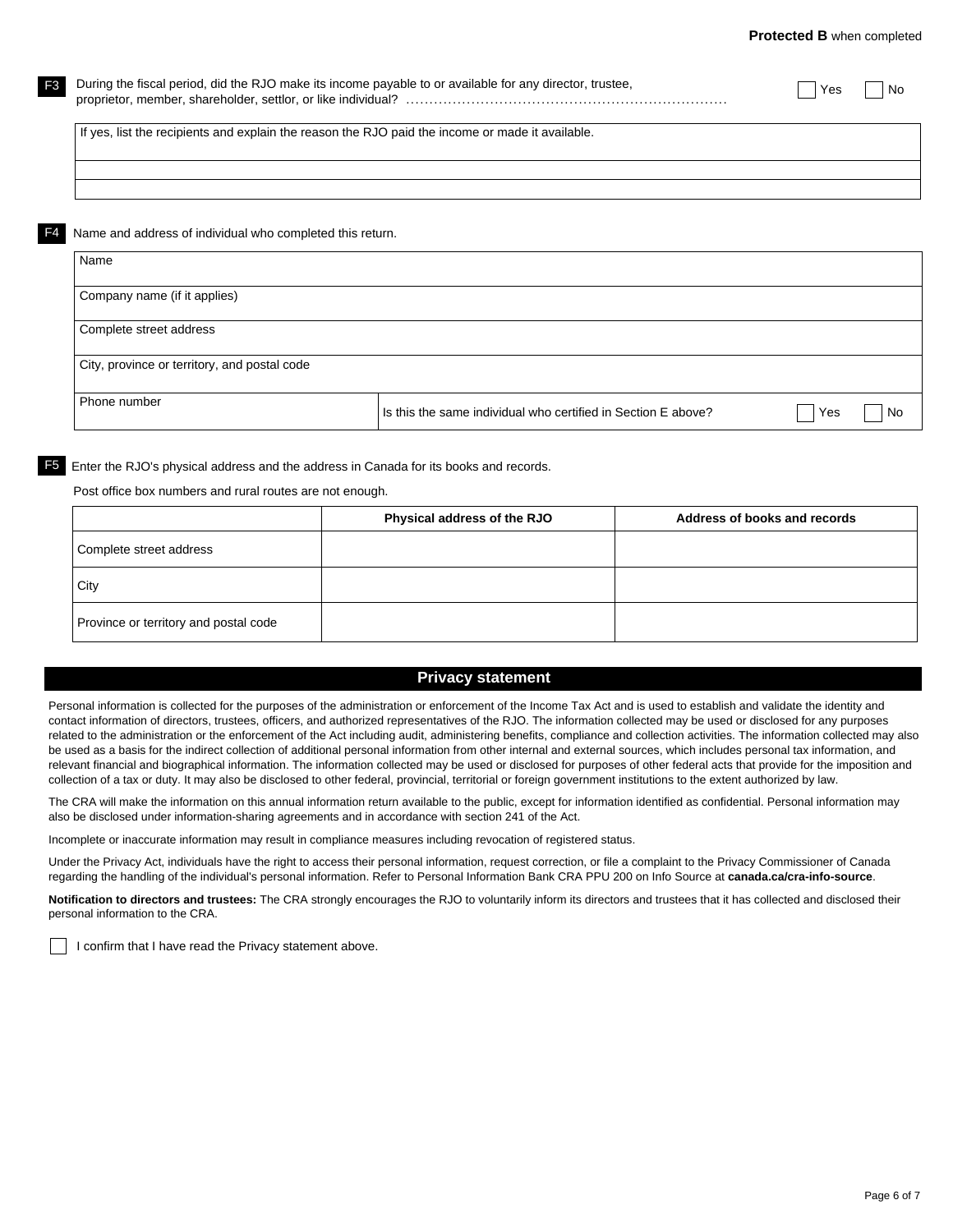**Protected B** when completed

**F3** During the fiscal period, did the RJO make its income payable to or available for any director, trustee, proprietor, member, shareholder, settlor, or like individual? ☐ Yes ☐ No

| If yes, list the recipients and explain the reason the RJO paid the income or made it available. |
| --- |
| |
| |

**F4** Name and address of individual who completed this return.

| Name | |
| --- | --- |
| Company name (if it applies) | |
| Complete street address | |
| City, province or territory, and postal code | |
| Phone number | Is this the same individual who certified in Section E above? ☐ Yes ☐ No |

**F5** Enter the RJO's physical address and the address in Canada for its books and records.

Post office box numbers and rural routes are not enough.

| | Physical address of the RJO | Address of books and records |
| --- | --- | --- |
| Complete street address | | |
| City | | |
| Province or territory and postal code | | |

## Privacy statement

Personal information is collected for the purposes of the administration or enforcement of the Income Tax Act and is used to establish and validate the identity and contact information of directors, trustees, officers, and authorized representatives of the RJO. The information collected may be used or disclosed for any purposes related to the administration or the enforcement of the Act including audit, administering benefits, compliance and collection activities. The information collected may also be used as a basis for the indirect collection of additional personal information from other internal and external sources, which includes personal tax information, and relevant financial and biographical information. The information collected may be used or disclosed for purposes of other federal acts that provide for the imposition and collection of a tax or duty. It may also be disclosed to other federal, provincial, territorial or foreign government institutions to the extent authorized by law.

The CRA will make the information on this annual information return available to the public, except for information identified as confidential. Personal information may also be disclosed under information-sharing agreements and in accordance with section 241 of the Act.

Incomplete or inaccurate information may result in compliance measures including revocation of registered status.

Under the Privacy Act, individuals have the right to access their personal information, request correction, or file a complaint to the Privacy Commissioner of Canada regarding the handling of the individual's personal information. Refer to Personal Information Bank CRA PPU 200 on Info Source at **canada.ca/cra-info-source**.

**Notification to directors and trustees:** The CRA strongly encourages the RJO to voluntarily inform its directors and trustees that it has collected and disclosed their personal information to the CRA.

☐ I confirm that I have read the Privacy statement above.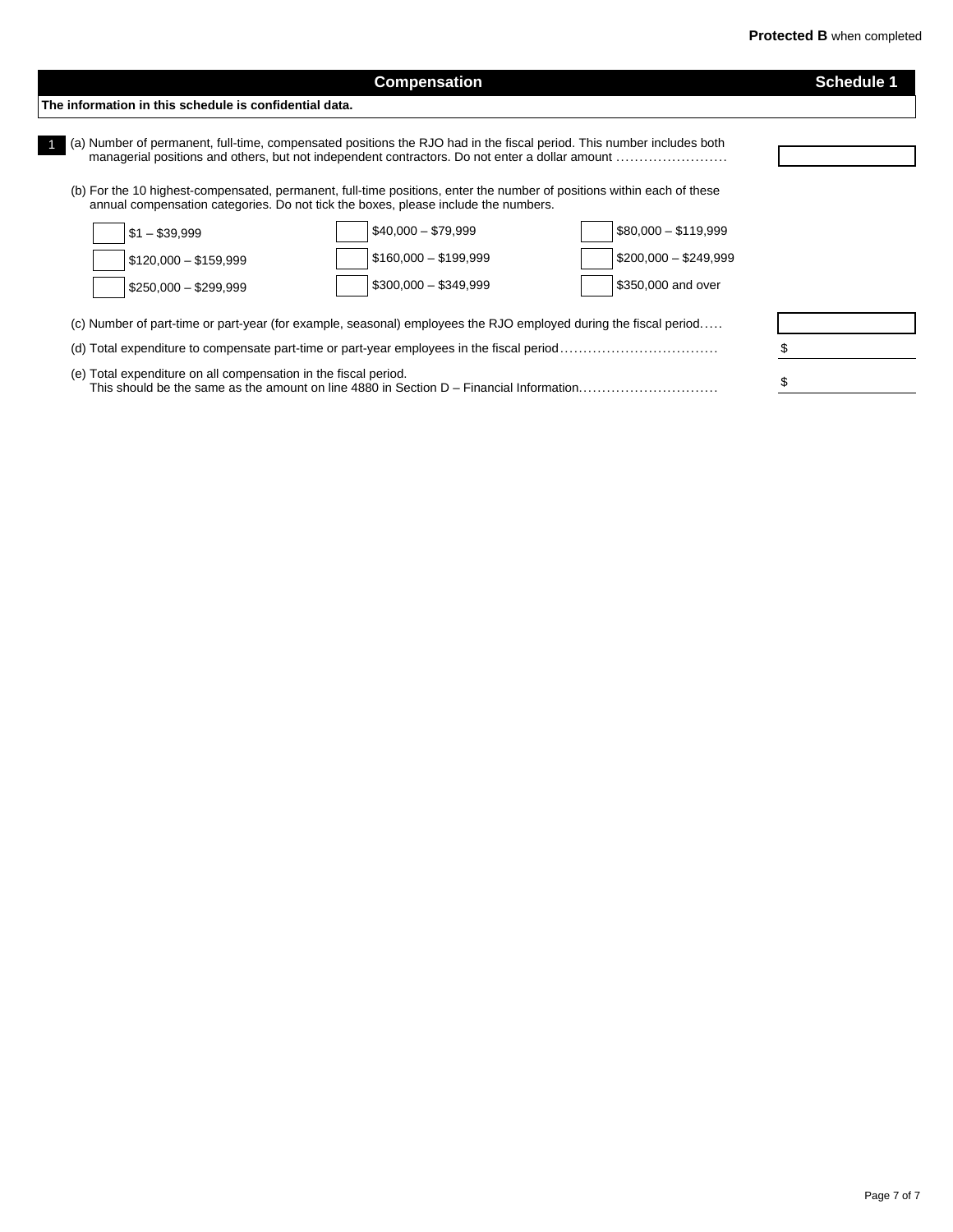**Protected B** when completed

## Compensation — Schedule 1

**The information in this schedule is confidential data.**

**1** (a) Number of permanent, full-time, compensated positions the RJO had in the fiscal period. This number includes both managerial positions and others, but not independent contractors. Do not enter a dollar amount ........................ [ ]

(b) For the 10 highest-compensated, permanent, full-time positions, enter the number of positions within each of these annual compensation categories. Do not tick the boxes, please include the numbers.

| | | |
|---|---|---|
| [ ] $1 – $39,999 | [ ] $40,000 – $79,999 | [ ] $80,000 – $119,999 |
| [ ] $120,000 – $159,999 | [ ] $160,000 – $199,999 | [ ] $200,000 – $249,999 |
| [ ] $250,000 – $299,999 | [ ] $300,000 – $349,999 | [ ] $350,000 and over |

(c) Number of part-time or part-year (for example, seasonal) employees the RJO employed during the fiscal period..... [ ]

(d) Total expenditure to compensate part-time or part-year employees in the fiscal period................................. $ ______

(e) Total expenditure on all compensation in the fiscal period.
This should be the same as the amount on line 4880 in Section D – Financial Information............................. $ ______